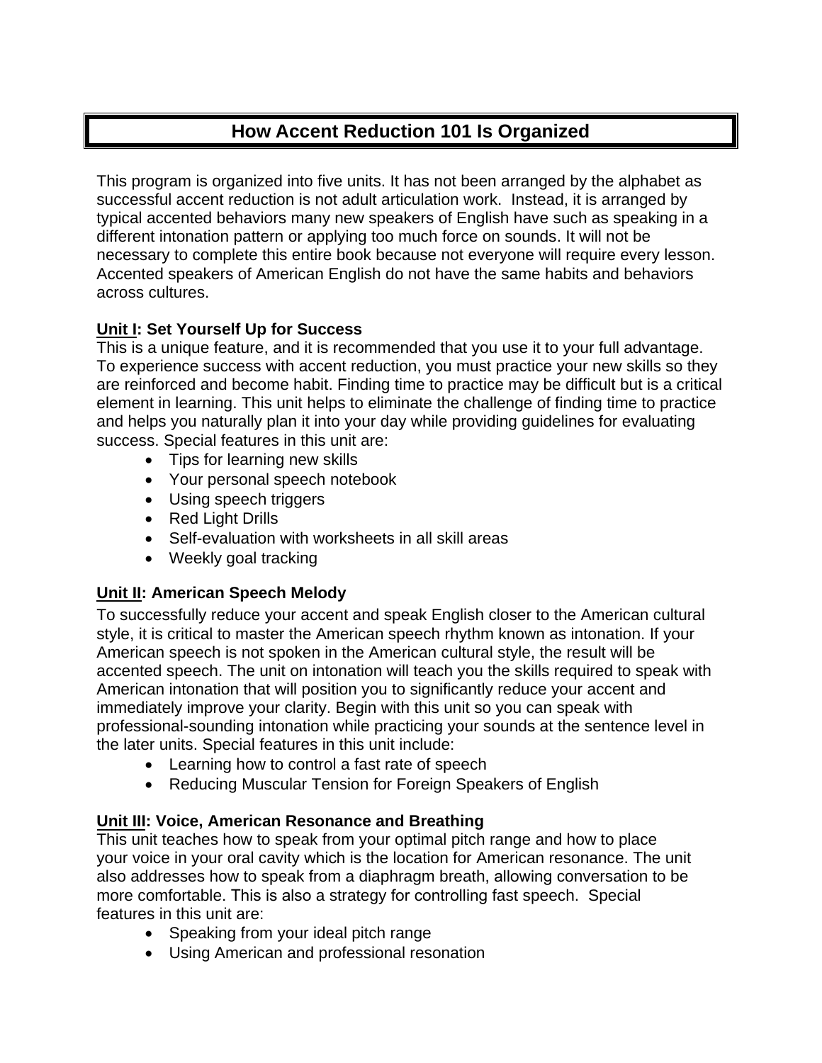# How Accent Reduction 101 Is Organized

This program is organized into five units. It has not been arranged by the alphabet as successful accent reduction is not adult articulation work. Instead, it is arranged by typical accented behaviors many new speakers of English have such as speaking in a different intonation pattern or applying too much force on sounds. It will not be necessary to complete this entire book because not everyone will require every lesson. Accented speakers of American English do not have the same habits and behaviors across cultures.

**Unit I: Set Yourself Up for Success**

This is a unique feature, and it is recommended that you use it to your full advantage. To experience success with accent reduction, you must practice your new skills so they are reinforced and become habit. Finding time to practice may be difficult but is a critical element in learning. This unit helps to eliminate the challenge of finding time to practice and helps you naturally plan it into your day while providing guidelines for evaluating success. Special features in this unit are:

- Tips for learning new skills
- Your personal speech notebook
- Using speech triggers
- Red Light Drills
- Self-evaluation with worksheets in all skill areas
- Weekly goal tracking

**Unit II: American Speech Melody**

To successfully reduce your accent and speak English closer to the American cultural style, it is critical to master the American speech rhythm known as intonation. If your American speech is not spoken in the American cultural style, the result will be accented speech. The unit on intonation will teach you the skills required to speak with American intonation that will position you to significantly reduce your accent and immediately improve your clarity. Begin with this unit so you can speak with professional-sounding intonation while practicing your sounds at the sentence level in the later units. Special features in this unit include:

- Learning how to control a fast rate of speech
- Reducing Muscular Tension for Foreign Speakers of English

**Unit III: Voice, American Resonance and Breathing**

This unit teaches how to speak from your optimal pitch range and how to place your voice in your oral cavity which is the location for American resonance. The unit also addresses how to speak from a diaphragm breath, allowing conversation to be more comfortable. This is also a strategy for controlling fast speech. Special features in this unit are:

- Speaking from your ideal pitch range
- Using American and professional resonation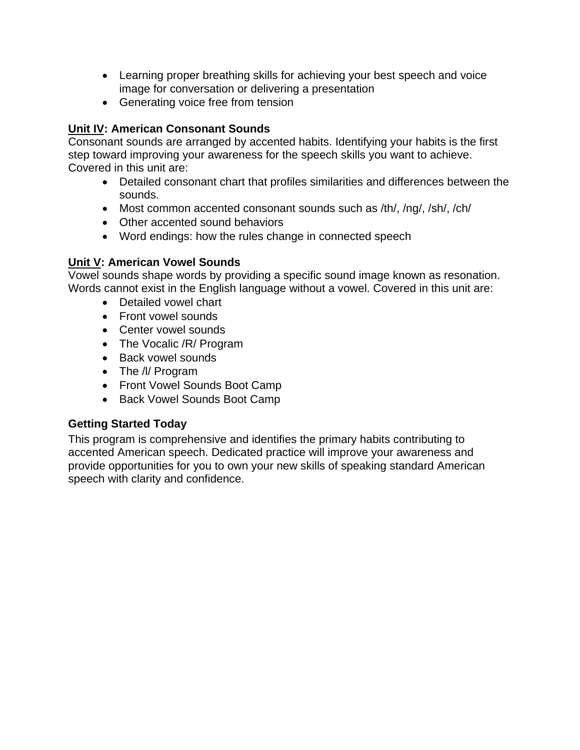- Learning proper breathing skills for achieving your best speech and voice image for conversation or delivering a presentation
- Generating voice free from tension

**Unit IV: American Consonant Sounds**

Consonant sounds are arranged by accented habits. Identifying your habits is the first step toward improving your awareness for the speech skills you want to achieve. Covered in this unit are:

- Detailed consonant chart that profiles similarities and differences between the sounds.
- Most common accented consonant sounds such as /th/, /ng/, /sh/, /ch/
- Other accented sound behaviors
- Word endings: how the rules change in connected speech

**Unit V: American Vowel Sounds**

Vowel sounds shape words by providing a specific sound image known as resonation. Words cannot exist in the English language without a vowel. Covered in this unit are:

- Detailed vowel chart
- Front vowel sounds
- Center vowel sounds
- The Vocalic /R/ Program
- Back vowel sounds
- The /l/ Program
- Front Vowel Sounds Boot Camp
- Back Vowel Sounds Boot Camp

**Getting Started Today**

This program is comprehensive and identifies the primary habits contributing to accented American speech. Dedicated practice will improve your awareness and provide opportunities for you to own your new skills of speaking standard American speech with clarity and confidence.